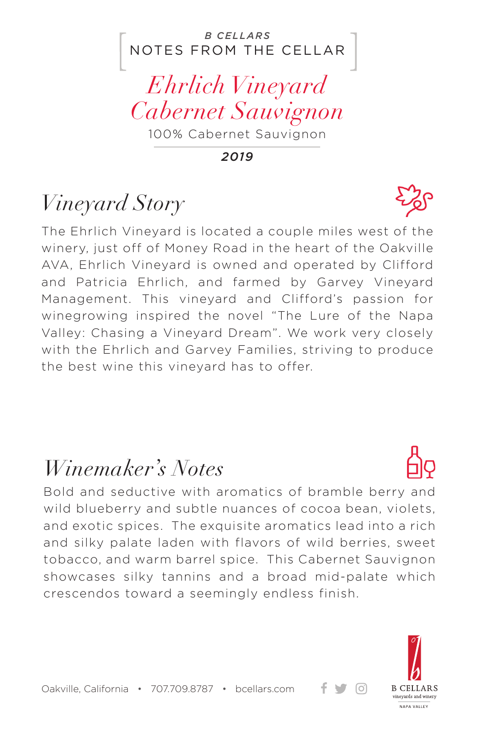B CELLARS

NOTES FROM THE CELLAR

# *Ehrlich Vineyard Cabernet Sauvignon*

100% Cabernet Sauvignon

***2019***

## *Vineyard Story*

The Ehrlich Vineyard is located a couple miles west of the winery, just off of Money Road in the heart of the Oakville AVA, Ehrlich Vineyard is owned and operated by Clifford and Patricia Ehrlich, and farmed by Garvey Vineyard Management. This vineyard and Clifford's passion for winegrowing inspired the novel "The Lure of the Napa Valley: Chasing a Vineyard Dream". We work very closely with the Ehrlich and Garvey Families, striving to produce the best wine this vineyard has to offer.

## *Winemaker's Notes*

Bold and seductive with aromatics of bramble berry and wild blueberry and subtle nuances of cocoa bean, violets, and exotic spices. The exquisite aromatics lead into a rich and silky palate laden with flavors of wild berries, sweet tobacco, and warm barrel spice. This Cabernet Sauvignon showcases silky tannins and a broad mid-palate which crescendos toward a seemingly endless finish.

Oakville, California • 707.709.8787 • bcellars.com

B CELLARS vineyards and winery NAPA VALLEY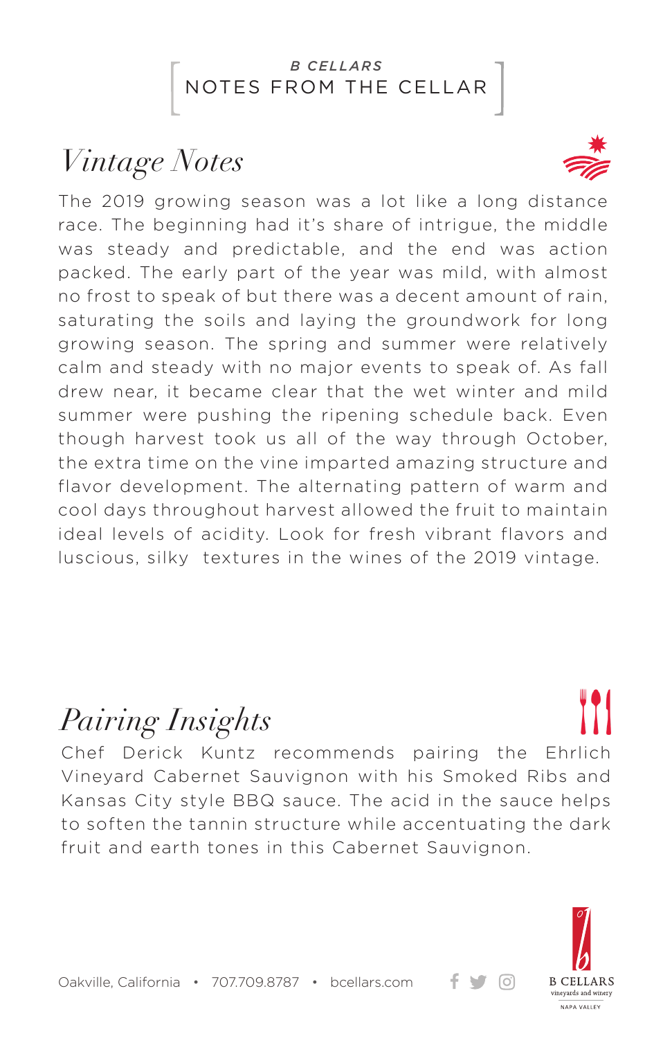*B CELLARS*

NOTES FROM THE CELLAR

## *Vintage Notes*

The 2019 growing season was a lot like a long distance race. The beginning had it's share of intrigue, the middle was steady and predictable, and the end was action packed. The early part of the year was mild, with almost no frost to speak of but there was a decent amount of rain, saturating the soils and laying the groundwork for long growing season. The spring and summer were relatively calm and steady with no major events to speak of. As fall drew near, it became clear that the wet winter and mild summer were pushing the ripening schedule back. Even though harvest took us all of the way through October, the extra time on the vine imparted amazing structure and flavor development. The alternating pattern of warm and cool days throughout harvest allowed the fruit to maintain ideal levels of acidity. Look for fresh vibrant flavors and luscious, silky textures in the wines of the 2019 vintage.

## *Pairing Insights*

Chef Derick Kuntz recommends pairing the Ehrlich Vineyard Cabernet Sauvignon with his Smoked Ribs and Kansas City style BBQ sauce. The acid in the sauce helps to soften the tannin structure while accentuating the dark fruit and earth tones in this Cabernet Sauvignon.

Oakville, California • 707.709.8787 • bcellars.com

B CELLARS
vineyards and winery
NAPA VALLEY